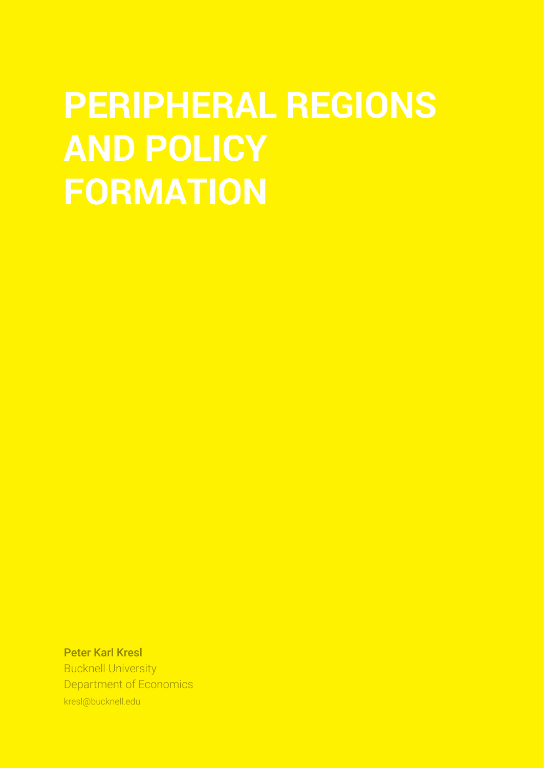# PERIPHERAL REGIONS AND POLICY FORMATION

**Peter Karl Kresl**
Bucknell University
Department of Economics
kresl@bucknell.edu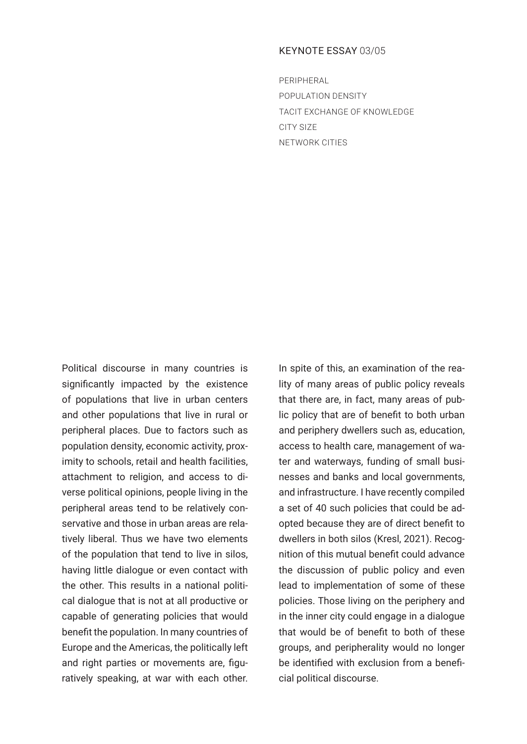KEYNOTE ESSAY 03/05

PERIPHERAL
POPULATION DENSITY
TACIT EXCHANGE OF KNOWLEDGE
CITY SIZE
NETWORK CITIES

Political discourse in many countries is significantly impacted by the existence of populations that live in urban centers and other populations that live in rural or peripheral places. Due to factors such as population density, economic activity, proximity to schools, retail and health facilities, attachment to religion, and access to diverse political opinions, people living in the peripheral areas tend to be relatively conservative and those in urban areas are relatively liberal. Thus we have two elements of the population that tend to live in silos, having little dialogue or even contact with the other. This results in a national political dialogue that is not at all productive or capable of generating policies that would benefit the population. In many countries of Europe and the Americas, the politically left and right parties or movements are, figuratively speaking, at war with each other. In spite of this, an examination of the reality of many areas of public policy reveals that there are, in fact, many areas of public policy that are of benefit to both urban and periphery dwellers such as, education, access to health care, management of water and waterways, funding of small businesses and banks and local governments, and infrastructure. I have recently compiled a set of 40 such policies that could be adopted because they are of direct benefit to dwellers in both silos (Kresl, 2021). Recognition of this mutual benefit could advance the discussion of public policy and even lead to implementation of some of these policies. Those living on the periphery and in the inner city could engage in a dialogue that would be of benefit to both of these groups, and peripherality would no longer be identified with exclusion from a beneficial political discourse.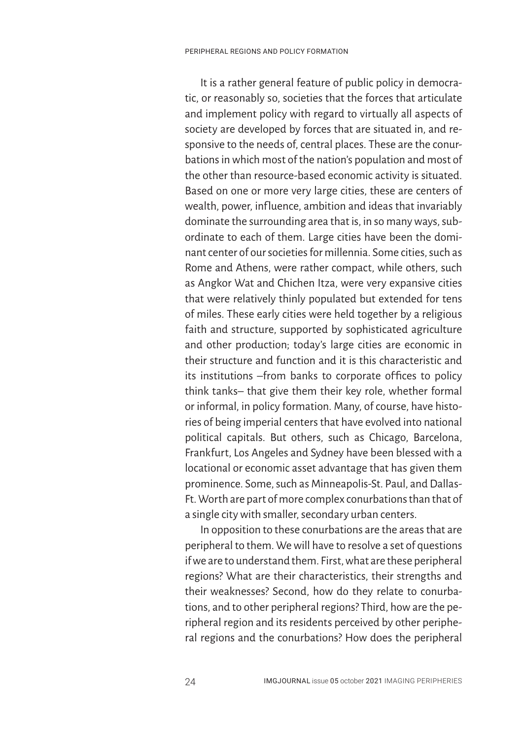It is a rather general feature of public policy in democratic, or reasonably so, societies that the forces that articulate and implement policy with regard to virtually all aspects of society are developed by forces that are situated in, and responsive to the needs of, central places. These are the conurbations in which most of the nation's population and most of the other than resource-based economic activity is situated. Based on one or more very large cities, these are centers of wealth, power, influence, ambition and ideas that invariably dominate the surrounding area that is, in so many ways, subordinate to each of them. Large cities have been the dominant center of our societies for millennia. Some cities, such as Rome and Athens, were rather compact, while others, such as Angkor Wat and Chichen Itza, were very expansive cities that were relatively thinly populated but extended for tens of miles. These early cities were held together by a religious faith and structure, supported by sophisticated agriculture and other production; today's large cities are economic in their structure and function and it is this characteristic and its institutions –from banks to corporate offices to policy think tanks– that give them their key role, whether formal or informal, in policy formation. Many, of course, have histories of being imperial centers that have evolved into national political capitals. But others, such as Chicago, Barcelona, Frankfurt, Los Angeles and Sydney have been blessed with a locational or economic asset advantage that has given them prominence. Some, such as Minneapolis-St. Paul, and Dallas-Ft. Worth are part of more complex conurbations than that of a single city with smaller, secondary urban centers.

In opposition to these conurbations are the areas that are peripheral to them. We will have to resolve a set of questions if we are to understand them. First, what are these peripheral regions? What are their characteristics, their strengths and their weaknesses? Second, how do they relate to conurbations, and to other peripheral regions? Third, how are the peripheral region and its residents perceived by other peripheral regions and the conurbations? How does the peripheral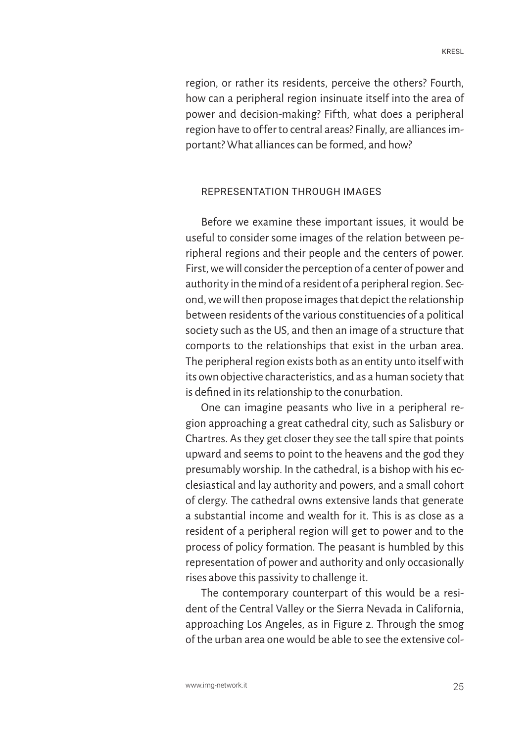region, or rather its residents, perceive the others? Fourth, how can a peripheral region insinuate itself into the area of power and decision-making? Fifth, what does a peripheral region have to offer to central areas? Finally, are alliances important? What alliances can be formed, and how?

## REPRESENTATION THROUGH IMAGES

Before we examine these important issues, it would be useful to consider some images of the relation between peripheral regions and their people and the centers of power. First, we will consider the perception of a center of power and authority in the mind of a resident of a peripheral region. Second, we will then propose images that depict the relationship between residents of the various constituencies of a political society such as the US, and then an image of a structure that comports to the relationships that exist in the urban area. The peripheral region exists both as an entity unto itself with its own objective characteristics, and as a human society that is defined in its relationship to the conurbation.

One can imagine peasants who live in a peripheral region approaching a great cathedral city, such as Salisbury or Chartres. As they get closer they see the tall spire that points upward and seems to point to the heavens and the god they presumably worship. In the cathedral, is a bishop with his ecclesiastical and lay authority and powers, and a small cohort of clergy. The cathedral owns extensive lands that generate a substantial income and wealth for it. This is as close as a resident of a peripheral region will get to power and to the process of policy formation. The peasant is humbled by this representation of power and authority and only occasionally rises above this passivity to challenge it.

The contemporary counterpart of this would be a resident of the Central Valley or the Sierra Nevada in California, approaching Los Angeles, as in Figure 2. Through the smog of the urban area one would be able to see the extensive col-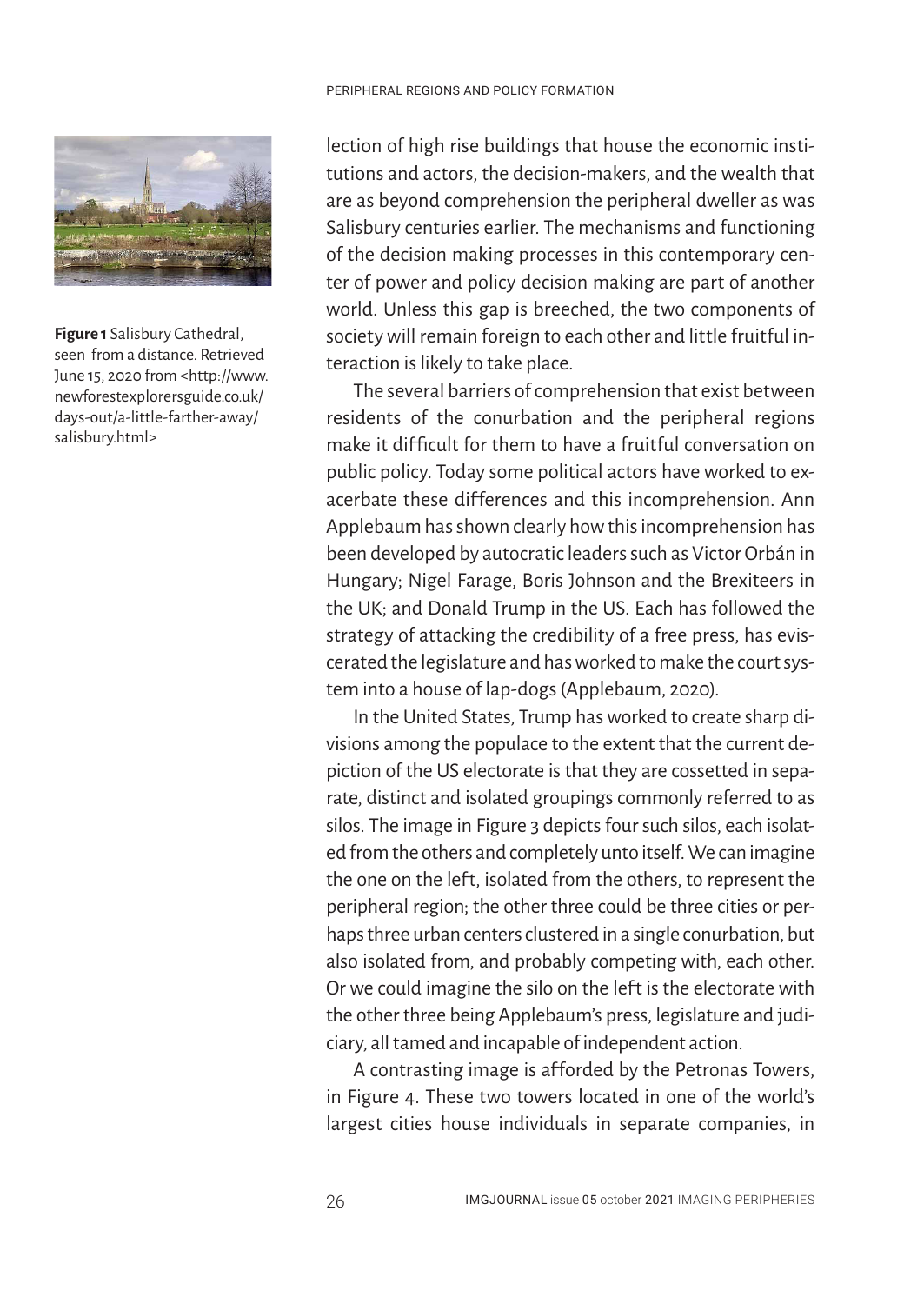lection of high rise buildings that house the economic institutions and actors, the decision-makers, and the wealth that are as beyond comprehension the peripheral dweller as was Salisbury centuries earlier. The mechanisms and functioning of the decision making processes in this contemporary center of power and policy decision making are part of another world. Unless this gap is breeched, the two components of society will remain foreign to each other and little fruitful interaction is likely to take place.

**Figure 1** Salisbury Cathedral, seen from a distance. Retrieved June 15, 2020 from <http://www.newforestexplorersguide.co.uk/days-out/a-little-farther-away/salisbury.html>

The several barriers of comprehension that exist between residents of the conurbation and the peripheral regions make it difficult for them to have a fruitful conversation on public policy. Today some political actors have worked to exacerbate these differences and this incomprehension. Ann Applebaum has shown clearly how this incomprehension has been developed by autocratic leaders such as Victor Orbán in Hungary; Nigel Farage, Boris Johnson and the Brexiteers in the UK; and Donald Trump in the US. Each has followed the strategy of attacking the credibility of a free press, has eviscerated the legislature and has worked to make the court system into a house of lap-dogs (Applebaum, 2020).

In the United States, Trump has worked to create sharp divisions among the populace to the extent that the current depiction of the US electorate is that they are cossetted in separate, distinct and isolated groupings commonly referred to as silos. The image in Figure 3 depicts four such silos, each isolated from the others and completely unto itself. We can imagine the one on the left, isolated from the others, to represent the peripheral region; the other three could be three cities or perhaps three urban centers clustered in a single conurbation, but also isolated from, and probably competing with, each other. Or we could imagine the silo on the left is the electorate with the other three being Applebaum's press, legislature and judiciary, all tamed and incapable of independent action.

A contrasting image is afforded by the Petronas Towers, in Figure 4. These two towers located in one of the world's largest cities house individuals in separate companies, in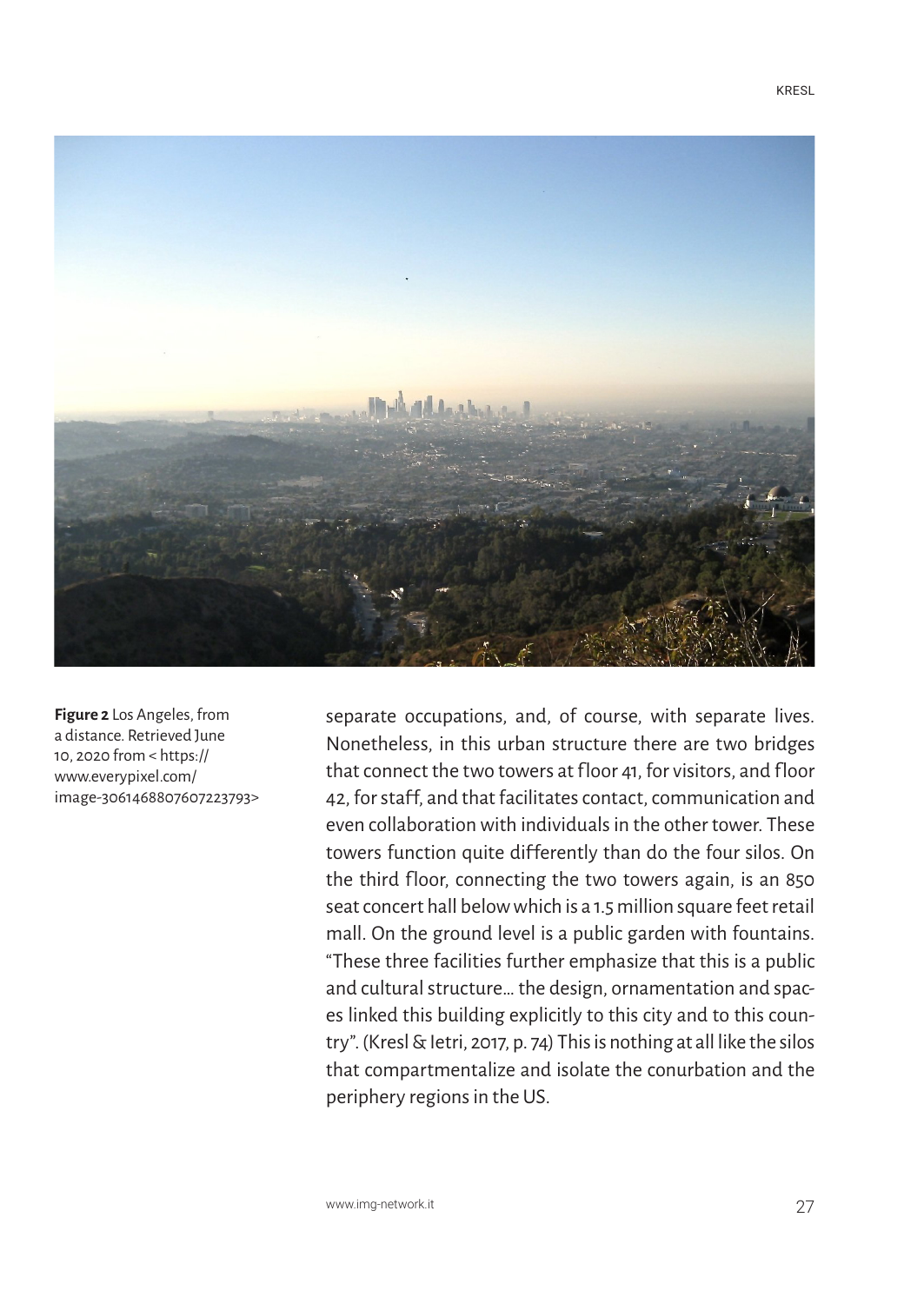**Figure 2** Los Angeles, from a distance. Retrieved June 10, 2020 from < https://www.everypixel.com/image-3061468807607223793>

separate occupations, and, of course, with separate lives. Nonetheless, in this urban structure there are two bridges that connect the two towers at floor 41, for visitors, and floor 42, for staff, and that facilitates contact, communication and even collaboration with individuals in the other tower. These towers function quite differently than do the four silos. On the third floor, connecting the two towers again, is an 850 seat concert hall below which is a 1.5 million square feet retail mall. On the ground level is a public garden with fountains. "These three facilities further emphasize that this is a public and cultural structure… the design, ornamentation and spaces linked this building explicitly to this city and to this country". (Kresl & Ietri, 2017, p. 74) This is nothing at all like the silos that compartmentalize and isolate the conurbation and the periphery regions in the US.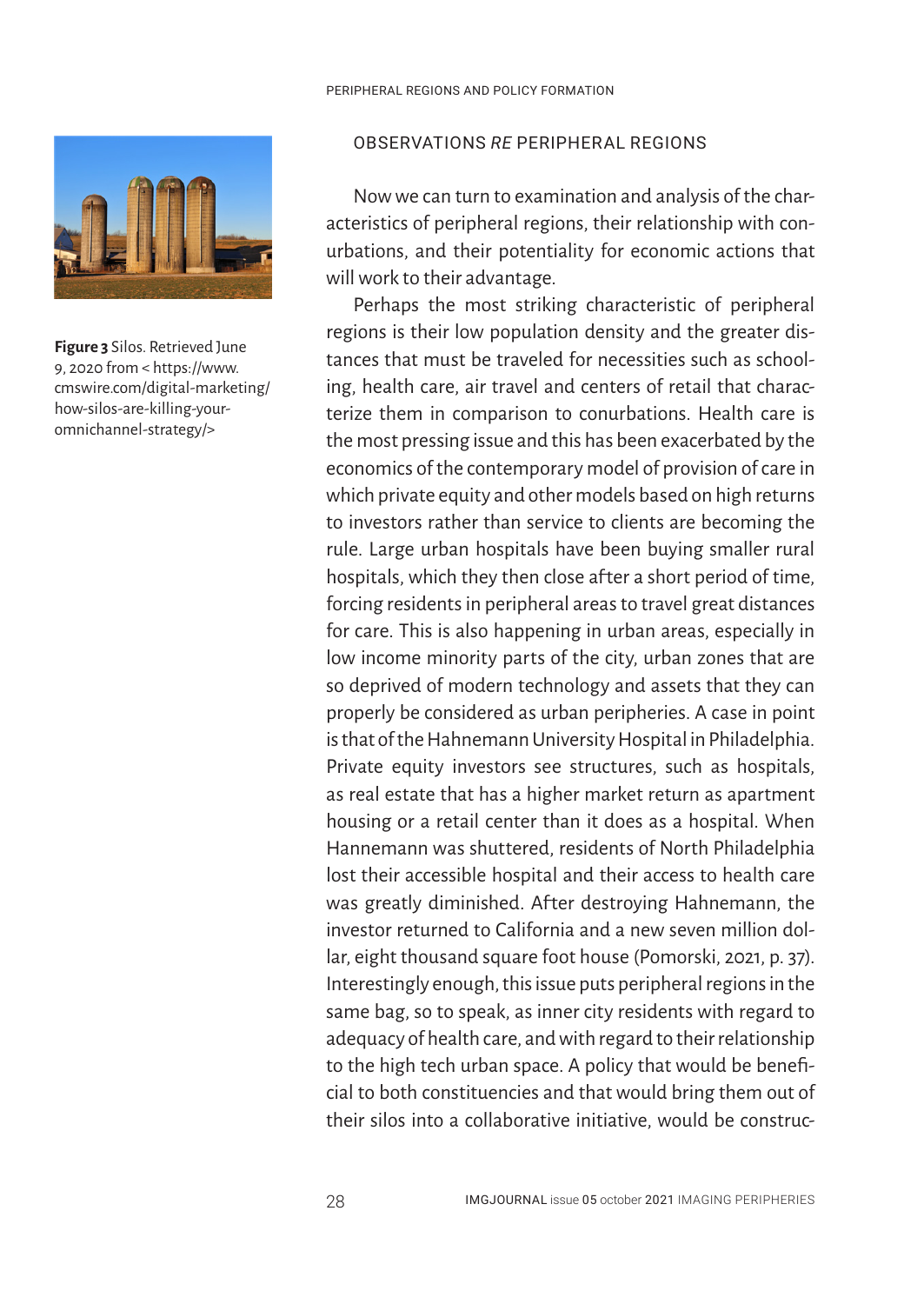## OBSERVATIONS *RE* PERIPHERAL REGIONS

Now we can turn to examination and analysis of the characteristics of peripheral regions, their relationship with conurbations, and their potentiality for economic actions that will work to their advantage.

Perhaps the most striking characteristic of peripheral regions is their low population density and the greater distances that must be traveled for necessities such as schooling, health care, air travel and centers of retail that characterize them in comparison to conurbations. Health care is the most pressing issue and this has been exacerbated by the economics of the contemporary model of provision of care in which private equity and other models based on high returns to investors rather than service to clients are becoming the rule. Large urban hospitals have been buying smaller rural hospitals, which they then close after a short period of time, forcing residents in peripheral areas to travel great distances for care. This is also happening in urban areas, especially in low income minority parts of the city, urban zones that are so deprived of modern technology and assets that they can properly be considered as urban peripheries. A case in point is that of the Hahnemann University Hospital in Philadelphia. Private equity investors see structures, such as hospitals, as real estate that has a higher market return as apartment housing or a retail center than it does as a hospital. When Hannemann was shuttered, residents of North Philadelphia lost their accessible hospital and their access to health care was greatly diminished. After destroying Hahnemann, the investor returned to California and a new seven million dollar, eight thousand square foot house (Pomorski, 2021, p. 37). Interestingly enough, this issue puts peripheral regions in the same bag, so to speak, as inner city residents with regard to adequacy of health care, and with regard to their relationship to the high tech urban space. A policy that would be beneficial to both constituencies and that would bring them out of their silos into a collaborative initiative, would be construc-

**Figure 3** Silos. Retrieved June 9, 2020 from < https://www.cmswire.com/digital-marketing/how-silos-are-killing-your-omnichannel-strategy/>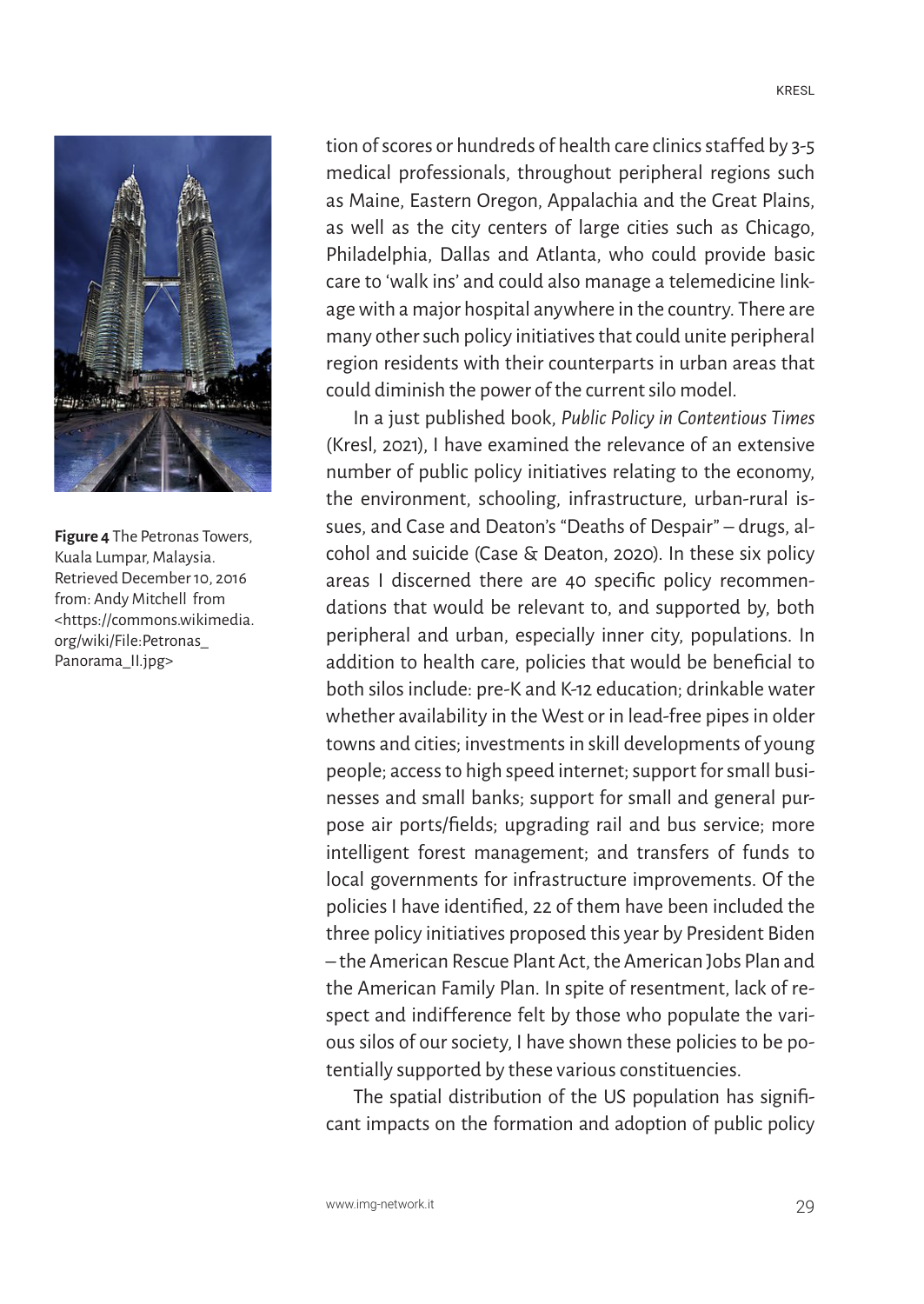tion of scores or hundreds of health care clinics staffed by 3-5 medical professionals, throughout peripheral regions such as Maine, Eastern Oregon, Appalachia and the Great Plains, as well as the city centers of large cities such as Chicago, Philadelphia, Dallas and Atlanta, who could provide basic care to 'walk ins' and could also manage a telemedicine linkage with a major hospital anywhere in the country. There are many other such policy initiatives that could unite peripheral region residents with their counterparts in urban areas that could diminish the power of the current silo model.

**Figure 4** The Petronas Towers, Kuala Lumpar, Malaysia. Retrieved December 10, 2016 from: Andy Mitchell from <https://commons.wikimedia.org/wiki/File:Petronas_Panorama_II.jpg>

In a just published book, *Public Policy in Contentious Times* (Kresl, 2021), I have examined the relevance of an extensive number of public policy initiatives relating to the economy, the environment, schooling, infrastructure, urban-rural issues, and Case and Deaton's "Deaths of Despair" – drugs, alcohol and suicide (Case & Deaton, 2020). In these six policy areas I discerned there are 40 specific policy recommendations that would be relevant to, and supported by, both peripheral and urban, especially inner city, populations. In addition to health care, policies that would be beneficial to both silos include: pre-K and K-12 education; drinkable water whether availability in the West or in lead-free pipes in older towns and cities; investments in skill developments of young people; access to high speed internet; support for small businesses and small banks; support for small and general purpose air ports/fields; upgrading rail and bus service; more intelligent forest management; and transfers of funds to local governments for infrastructure improvements. Of the policies I have identified, 22 of them have been included the three policy initiatives proposed this year by President Biden – the American Rescue Plant Act, the American Jobs Plan and the American Family Plan. In spite of resentment, lack of respect and indifference felt by those who populate the various silos of our society, I have shown these policies to be potentially supported by these various constituencies.

The spatial distribution of the US population has significant impacts on the formation and adoption of public policy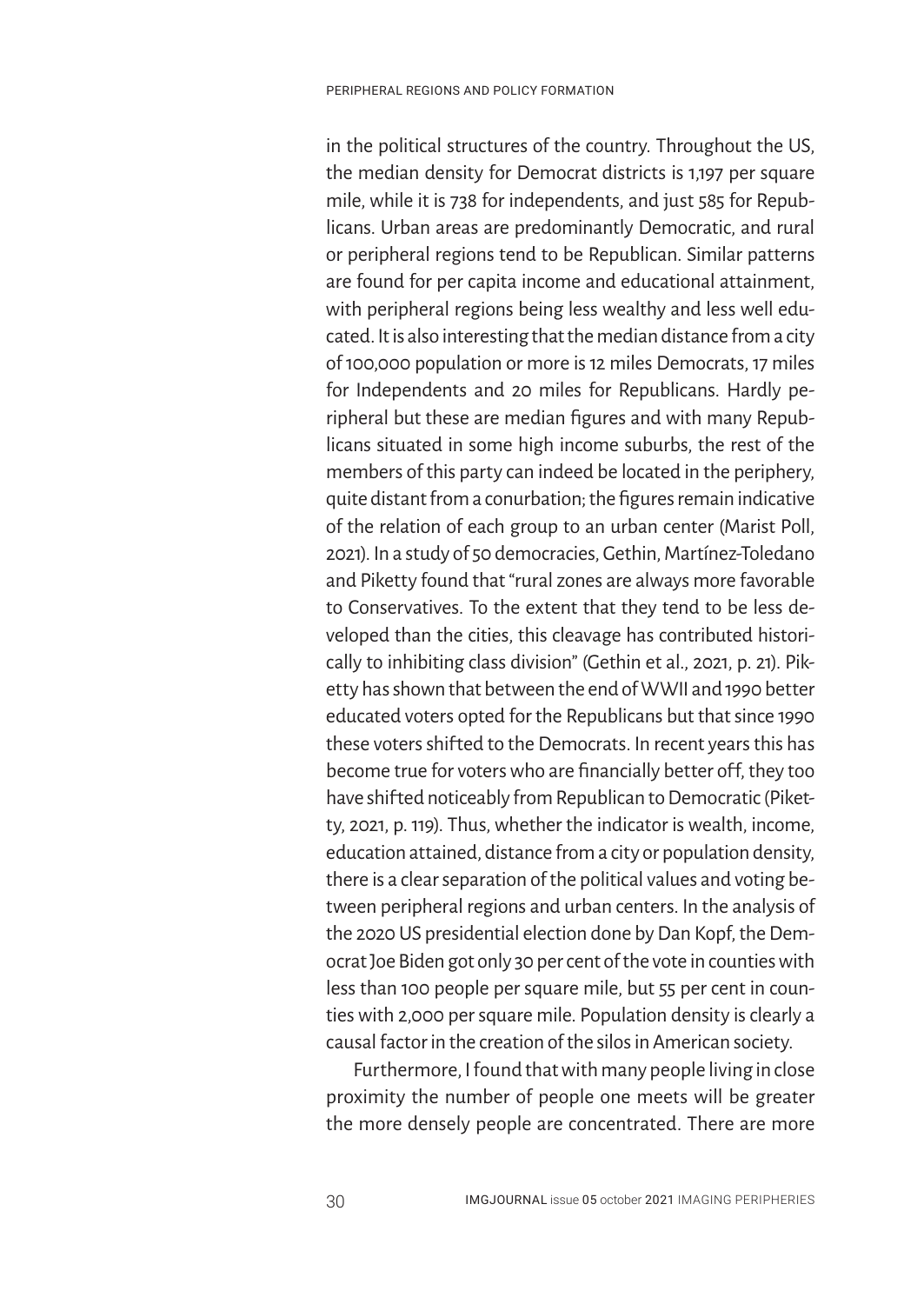in the political structures of the country. Throughout the US, the median density for Democrat districts is 1,197 per square mile, while it is 738 for independents, and just 585 for Republicans. Urban areas are predominantly Democratic, and rural or peripheral regions tend to be Republican. Similar patterns are found for per capita income and educational attainment, with peripheral regions being less wealthy and less well educated. It is also interesting that the median distance from a city of 100,000 population or more is 12 miles Democrats, 17 miles for Independents and 20 miles for Republicans. Hardly peripheral but these are median figures and with many Republicans situated in some high income suburbs, the rest of the members of this party can indeed be located in the periphery, quite distant from a conurbation; the figures remain indicative of the relation of each group to an urban center (Marist Poll, 2021). In a study of 50 democracies, Gethin, Martínez-Toledano and Piketty found that "rural zones are always more favorable to Conservatives. To the extent that they tend to be less developed than the cities, this cleavage has contributed historically to inhibiting class division" (Gethin et al., 2021, p. 21). Piketty has shown that between the end of WWII and 1990 better educated voters opted for the Republicans but that since 1990 these voters shifted to the Democrats. In recent years this has become true for voters who are financially better off, they too have shifted noticeably from Republican to Democratic (Piketty, 2021, p. 119). Thus, whether the indicator is wealth, income, education attained, distance from a city or population density, there is a clear separation of the political values and voting between peripheral regions and urban centers. In the analysis of the 2020 US presidential election done by Dan Kopf, the Democrat Joe Biden got only 30 per cent of the vote in counties with less than 100 people per square mile, but 55 per cent in counties with 2,000 per square mile. Population density is clearly a causal factor in the creation of the silos in American society.

Furthermore, I found that with many people living in close proximity the number of people one meets will be greater the more densely people are concentrated. There are more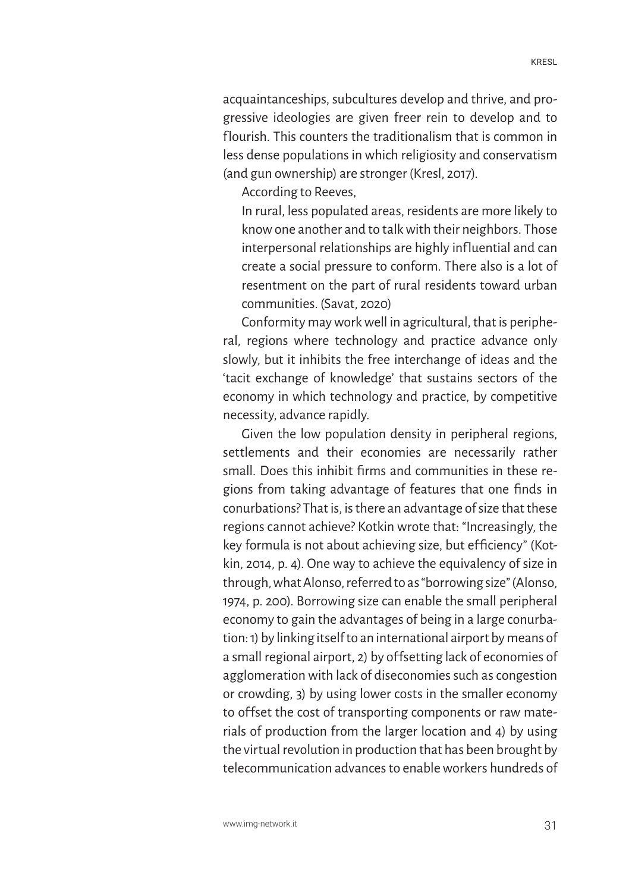acquaintanceships, subcultures develop and thrive, and progressive ideologies are given freer rein to develop and to flourish. This counters the traditionalism that is common in less dense populations in which religiosity and conservatism (and gun ownership) are stronger (Kresl, 2017).

According to Reeves,

> In rural, less populated areas, residents are more likely to know one another and to talk with their neighbors. Those interpersonal relationships are highly influential and can create a social pressure to conform. There also is a lot of resentment on the part of rural residents toward urban communities. (Savat, 2020)

Conformity may work well in agricultural, that is peripheral, regions where technology and practice advance only slowly, but it inhibits the free interchange of ideas and the 'tacit exchange of knowledge' that sustains sectors of the economy in which technology and practice, by competitive necessity, advance rapidly.

Given the low population density in peripheral regions, settlements and their economies are necessarily rather small. Does this inhibit firms and communities in these regions from taking advantage of features that one finds in conurbations? That is, is there an advantage of size that these regions cannot achieve? Kotkin wrote that: "Increasingly, the key formula is not about achieving size, but efficiency" (Kotkin, 2014, p. 4). One way to achieve the equivalency of size in through, what Alonso, referred to as "borrowing size" (Alonso, 1974, p. 200). Borrowing size can enable the small peripheral economy to gain the advantages of being in a large conurbation: 1) by linking itself to an international airport by means of a small regional airport, 2) by offsetting lack of economies of agglomeration with lack of diseconomies such as congestion or crowding, 3) by using lower costs in the smaller economy to offset the cost of transporting components or raw materials of production from the larger location and 4) by using the virtual revolution in production that has been brought by telecommunication advances to enable workers hundreds of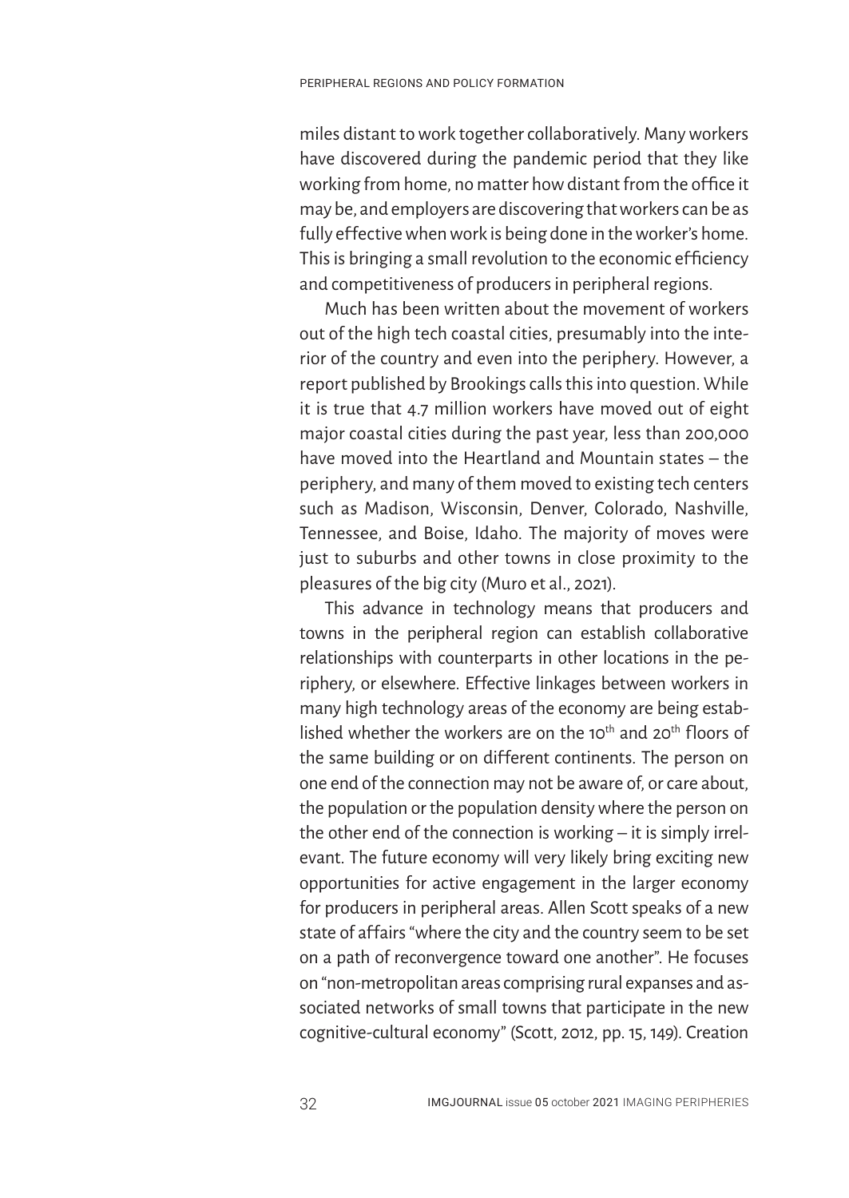miles distant to work together collaboratively. Many workers have discovered during the pandemic period that they like working from home, no matter how distant from the office it may be, and employers are discovering that workers can be as fully effective when work is being done in the worker's home. This is bringing a small revolution to the economic efficiency and competitiveness of producers in peripheral regions.

Much has been written about the movement of workers out of the high tech coastal cities, presumably into the interior of the country and even into the periphery. However, a report published by Brookings calls this into question. While it is true that 4.7 million workers have moved out of eight major coastal cities during the past year, less than 200,000 have moved into the Heartland and Mountain states – the periphery, and many of them moved to existing tech centers such as Madison, Wisconsin, Denver, Colorado, Nashville, Tennessee, and Boise, Idaho. The majority of moves were just to suburbs and other towns in close proximity to the pleasures of the big city (Muro et al., 2021).

This advance in technology means that producers and towns in the peripheral region can establish collaborative relationships with counterparts in other locations in the periphery, or elsewhere. Effective linkages between workers in many high technology areas of the economy are being established whether the workers are on the 10th and 20th floors of the same building or on different continents. The person on one end of the connection may not be aware of, or care about, the population or the population density where the person on the other end of the connection is working – it is simply irrelevant. The future economy will very likely bring exciting new opportunities for active engagement in the larger economy for producers in peripheral areas. Allen Scott speaks of a new state of affairs "where the city and the country seem to be set on a path of reconvergence toward one another". He focuses on "non-metropolitan areas comprising rural expanses and associated networks of small towns that participate in the new cognitive-cultural economy" (Scott, 2012, pp. 15, 149). Creation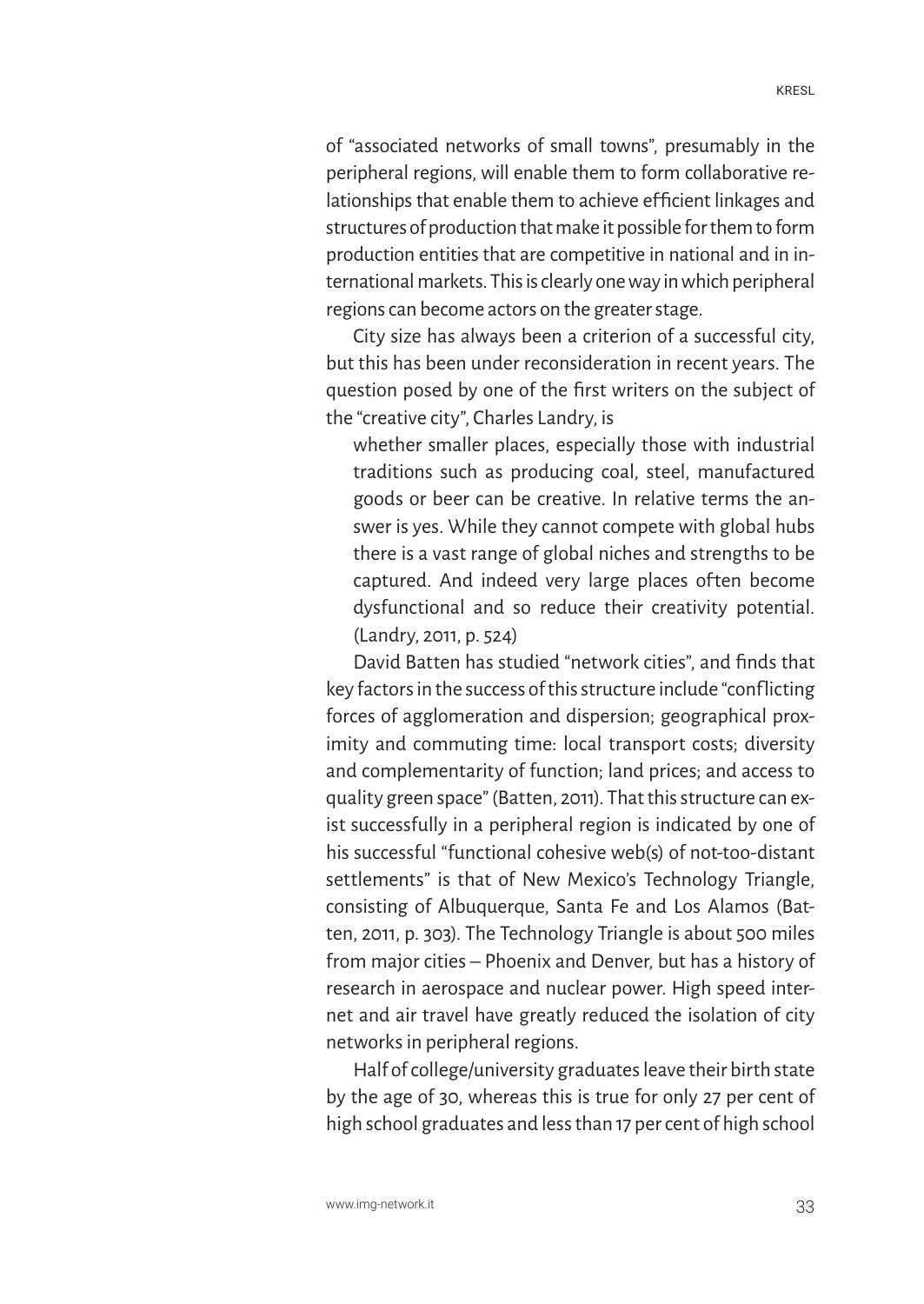of "associated networks of small towns", presumably in the peripheral regions, will enable them to form collaborative relationships that enable them to achieve efficient linkages and structures of production that make it possible for them to form production entities that are competitive in national and in international markets. This is clearly one way in which peripheral regions can become actors on the greater stage.

City size has always been a criterion of a successful city, but this has been under reconsideration in recent years. The question posed by one of the first writers on the subject of the "creative city", Charles Landry, is

> whether smaller places, especially those with industrial traditions such as producing coal, steel, manufactured goods or beer can be creative. In relative terms the answer is yes. While they cannot compete with global hubs there is a vast range of global niches and strengths to be captured. And indeed very large places often become dysfunctional and so reduce their creativity potential. (Landry, 2011, p. 524)

David Batten has studied "network cities", and finds that key factors in the success of this structure include "conflicting forces of agglomeration and dispersion; geographical proximity and commuting time: local transport costs; diversity and complementarity of function; land prices; and access to quality green space" (Batten, 2011). That this structure can exist successfully in a peripheral region is indicated by one of his successful "functional cohesive web(s) of not-too-distant settlements" is that of New Mexico's Technology Triangle, consisting of Albuquerque, Santa Fe and Los Alamos (Batten, 2011, p. 303). The Technology Triangle is about 500 miles from major cities – Phoenix and Denver, but has a history of research in aerospace and nuclear power. High speed internet and air travel have greatly reduced the isolation of city networks in peripheral regions.

Half of college/university graduates leave their birth state by the age of 30, whereas this is true for only 27 per cent of high school graduates and less than 17 per cent of high school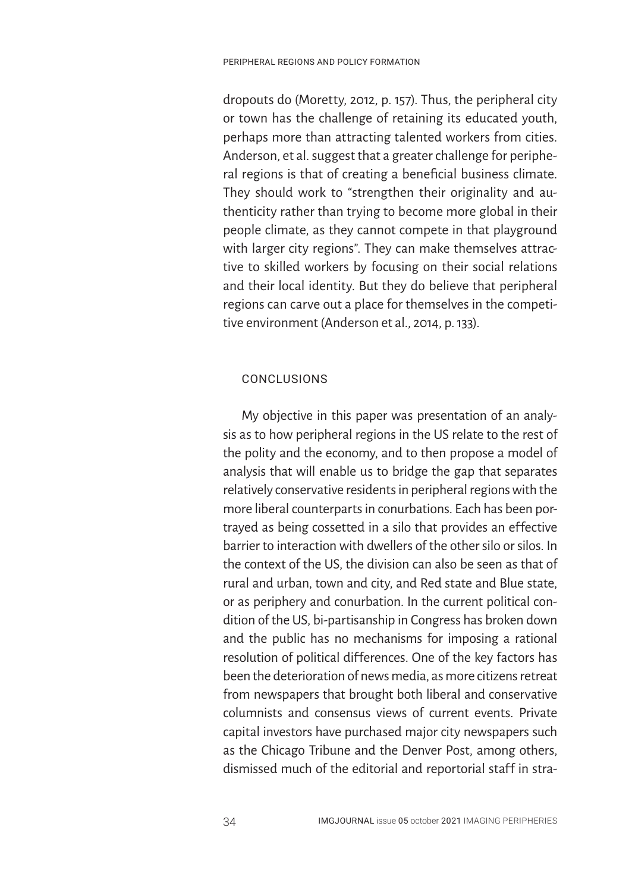dropouts do (Moretty, 2012, p. 157). Thus, the peripheral city or town has the challenge of retaining its educated youth, perhaps more than attracting talented workers from cities. Anderson, et al. suggest that a greater challenge for peripheral regions is that of creating a beneficial business climate. They should work to "strengthen their originality and authenticity rather than trying to become more global in their people climate, as they cannot compete in that playground with larger city regions". They can make themselves attractive to skilled workers by focusing on their social relations and their local identity. But they do believe that peripheral regions can carve out a place for themselves in the competitive environment (Anderson et al., 2014, p. 133).

## CONCLUSIONS

My objective in this paper was presentation of an analysis as to how peripheral regions in the US relate to the rest of the polity and the economy, and to then propose a model of analysis that will enable us to bridge the gap that separates relatively conservative residents in peripheral regions with the more liberal counterparts in conurbations. Each has been portrayed as being cossetted in a silo that provides an effective barrier to interaction with dwellers of the other silo or silos. In the context of the US, the division can also be seen as that of rural and urban, town and city, and Red state and Blue state, or as periphery and conurbation. In the current political condition of the US, bi-partisanship in Congress has broken down and the public has no mechanisms for imposing a rational resolution of political differences. One of the key factors has been the deterioration of news media, as more citizens retreat from newspapers that brought both liberal and conservative columnists and consensus views of current events. Private capital investors have purchased major city newspapers such as the Chicago Tribune and the Denver Post, among others, dismissed much of the editorial and reportorial staff in stra-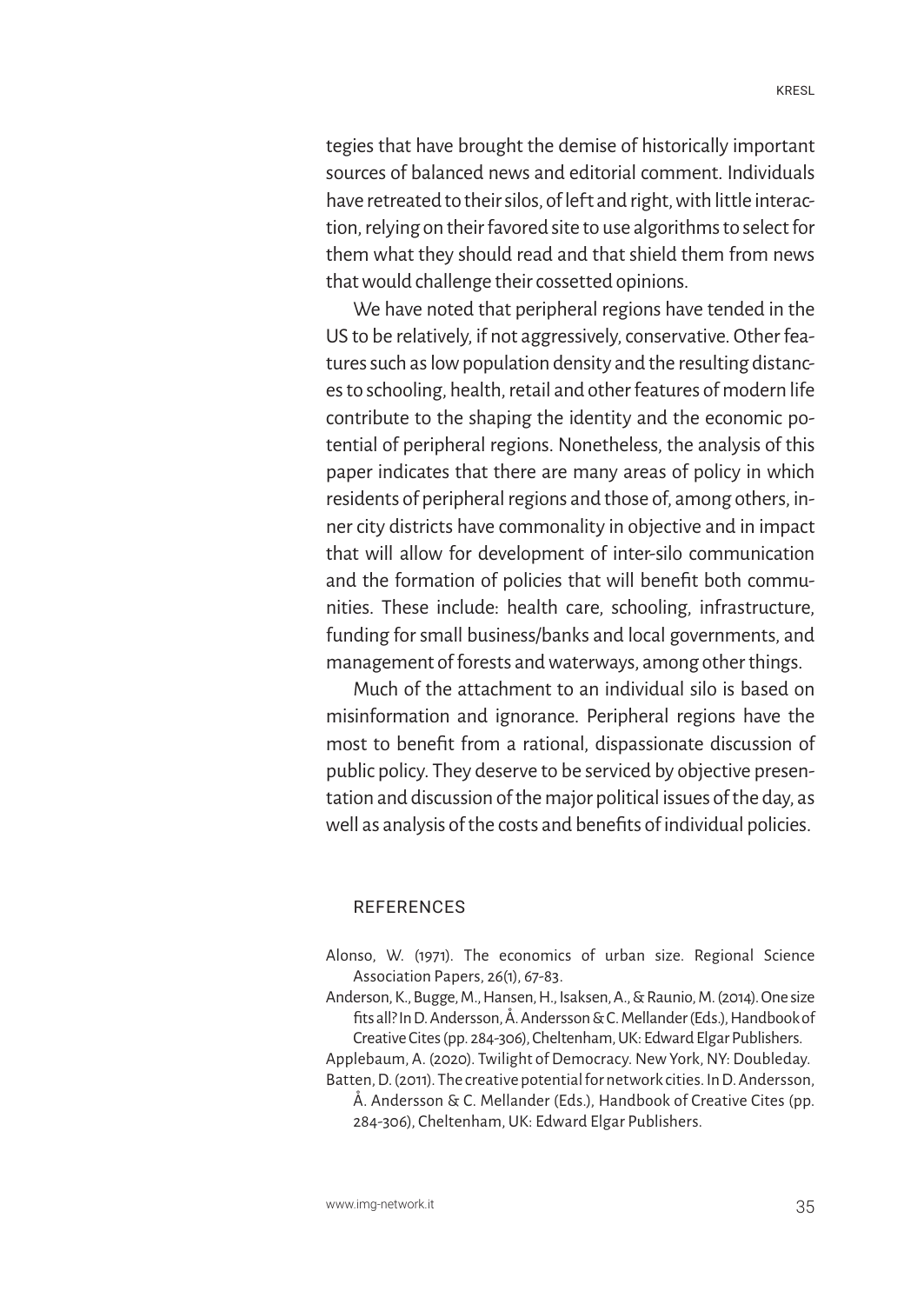tegies that have brought the demise of historically important sources of balanced news and editorial comment. Individuals have retreated to their silos, of left and right, with little interaction, relying on their favored site to use algorithms to select for them what they should read and that shield them from news that would challenge their cossetted opinions.

We have noted that peripheral regions have tended in the US to be relatively, if not aggressively, conservative. Other features such as low population density and the resulting distances to schooling, health, retail and other features of modern life contribute to the shaping the identity and the economic potential of peripheral regions. Nonetheless, the analysis of this paper indicates that there are many areas of policy in which residents of peripheral regions and those of, among others, inner city districts have commonality in objective and in impact that will allow for development of inter-silo communication and the formation of policies that will benefit both communities. These include: health care, schooling, infrastructure, funding for small business/banks and local governments, and management of forests and waterways, among other things.

Much of the attachment to an individual silo is based on misinformation and ignorance. Peripheral regions have the most to benefit from a rational, dispassionate discussion of public policy. They deserve to be serviced by objective presentation and discussion of the major political issues of the day, as well as analysis of the costs and benefits of individual policies.

## REFERENCES

Alonso, W. (1971). The economics of urban size. Regional Science Association Papers, 26(1), 67-83.

Anderson, K., Bugge, M., Hansen, H., Isaksen, A., & Raunio, M. (2014). One size fits all? In D. Andersson, Å. Andersson & C. Mellander (Eds.), Handbook of Creative Cites (pp. 284-306), Cheltenham, UK: Edward Elgar Publishers.

Applebaum, A. (2020). Twilight of Democracy. New York, NY: Doubleday.

Batten, D. (2011). The creative potential for network cities. In D. Andersson, Å. Andersson & C. Mellander (Eds.), Handbook of Creative Cites (pp. 284-306), Cheltenham, UK: Edward Elgar Publishers.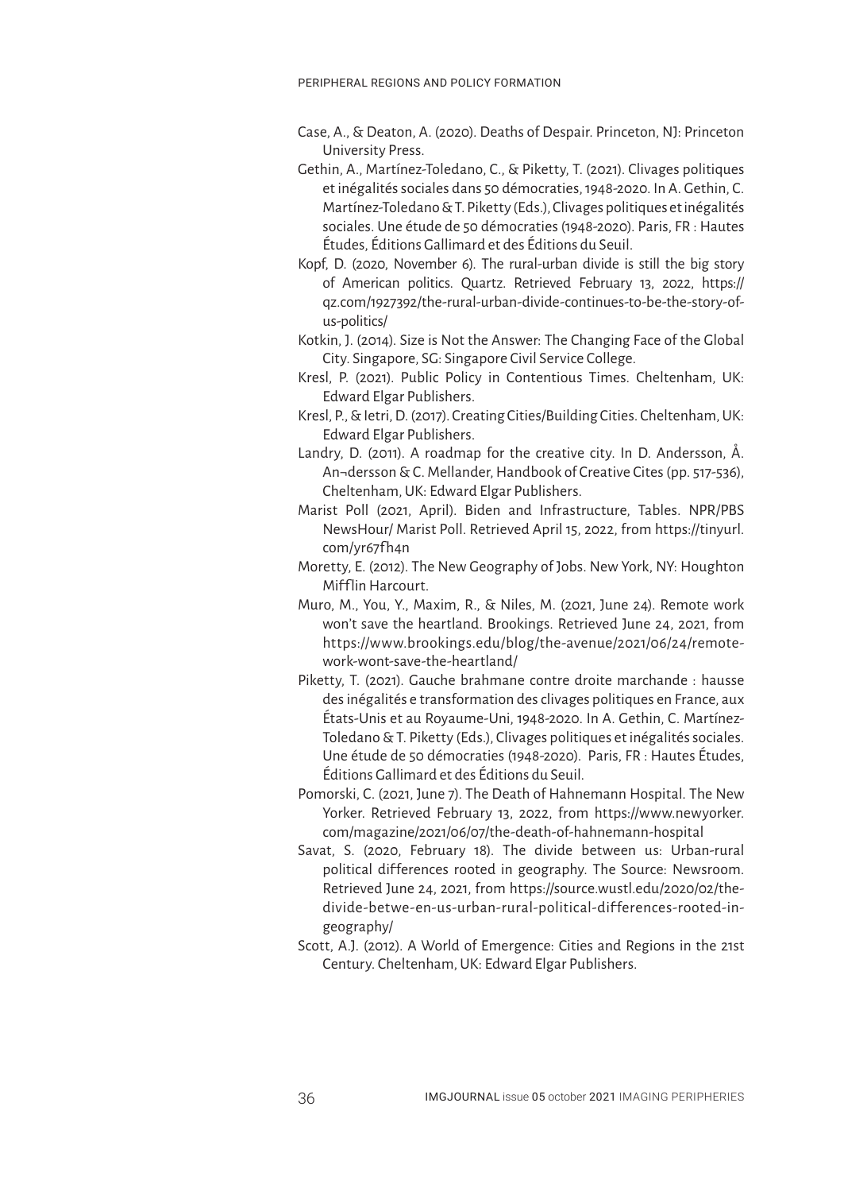Case, A., & Deaton, A. (2020). Deaths of Despair. Princeton, NJ: Princeton University Press.

Gethin, A., Martínez-Toledano, C., & Piketty, T. (2021). Clivages politiques et inégalités sociales dans 50 démocraties, 1948-2020. In A. Gethin, C. Martínez-Toledano & T. Piketty (Eds.), Clivages politiques et inégalités sociales. Une étude de 50 démocraties (1948-2020). Paris, FR : Hautes Études, Éditions Gallimard et des Éditions du Seuil.

Kopf, D. (2020, November 6). The rural-urban divide is still the big story of American politics. Quartz. Retrieved February 13, 2022, https://qz.com/1927392/the-rural-urban-divide-continues-to-be-the-story-of-us-politics/

Kotkin, J. (2014). Size is Not the Answer: The Changing Face of the Global City. Singapore, SG: Singapore Civil Service College.

Kresl, P. (2021). Public Policy in Contentious Times. Cheltenham, UK: Edward Elgar Publishers.

Kresl, P., & Ietri, D. (2017). Creating Cities/Building Cities. Cheltenham, UK: Edward Elgar Publishers.

Landry, D. (2011). A roadmap for the creative city. In D. Andersson, Å. An¬dersson & C. Mellander, Handbook of Creative Cites (pp. 517-536), Cheltenham, UK: Edward Elgar Publishers.

Marist Poll (2021, April). Biden and Infrastructure, Tables. NPR/PBS NewsHour/ Marist Poll. Retrieved April 15, 2022, from https://tinyurl.com/yr67fh4n

Moretty, E. (2012). The New Geography of Jobs. New York, NY: Houghton Mifflin Harcourt.

Muro, M., You, Y., Maxim, R., & Niles, M. (2021, June 24). Remote work won't save the heartland. Brookings. Retrieved June 24, 2021, from https://www.brookings.edu/blog/the-avenue/2021/06/24/remote-work-wont-save-the-heartland/

Piketty, T. (2021). Gauche brahmane contre droite marchande : hausse des inégalités e transformation des clivages politiques en France, aux États-Unis et au Royaume-Uni, 1948-2020. In A. Gethin, C. Martínez-Toledano & T. Piketty (Eds.), Clivages politiques et inégalités sociales. Une étude de 50 démocraties (1948-2020). Paris, FR : Hautes Études, Éditions Gallimard et des Éditions du Seuil.

Pomorski, C. (2021, June 7). The Death of Hahnemann Hospital. The New Yorker. Retrieved February 13, 2022, from https://www.newyorker.com/magazine/2021/06/07/the-death-of-hahnemann-hospital

Savat, S. (2020, February 18). The divide between us: Urban-rural political differences rooted in geography. The Source: Newsroom. Retrieved June 24, 2021, from https://source.wustl.edu/2020/02/the-divide-betwe-en-us-urban-rural-political-differences-rooted-in-geography/

Scott, A.J. (2012). A World of Emergence: Cities and Regions in the 21st Century. Cheltenham, UK: Edward Elgar Publishers.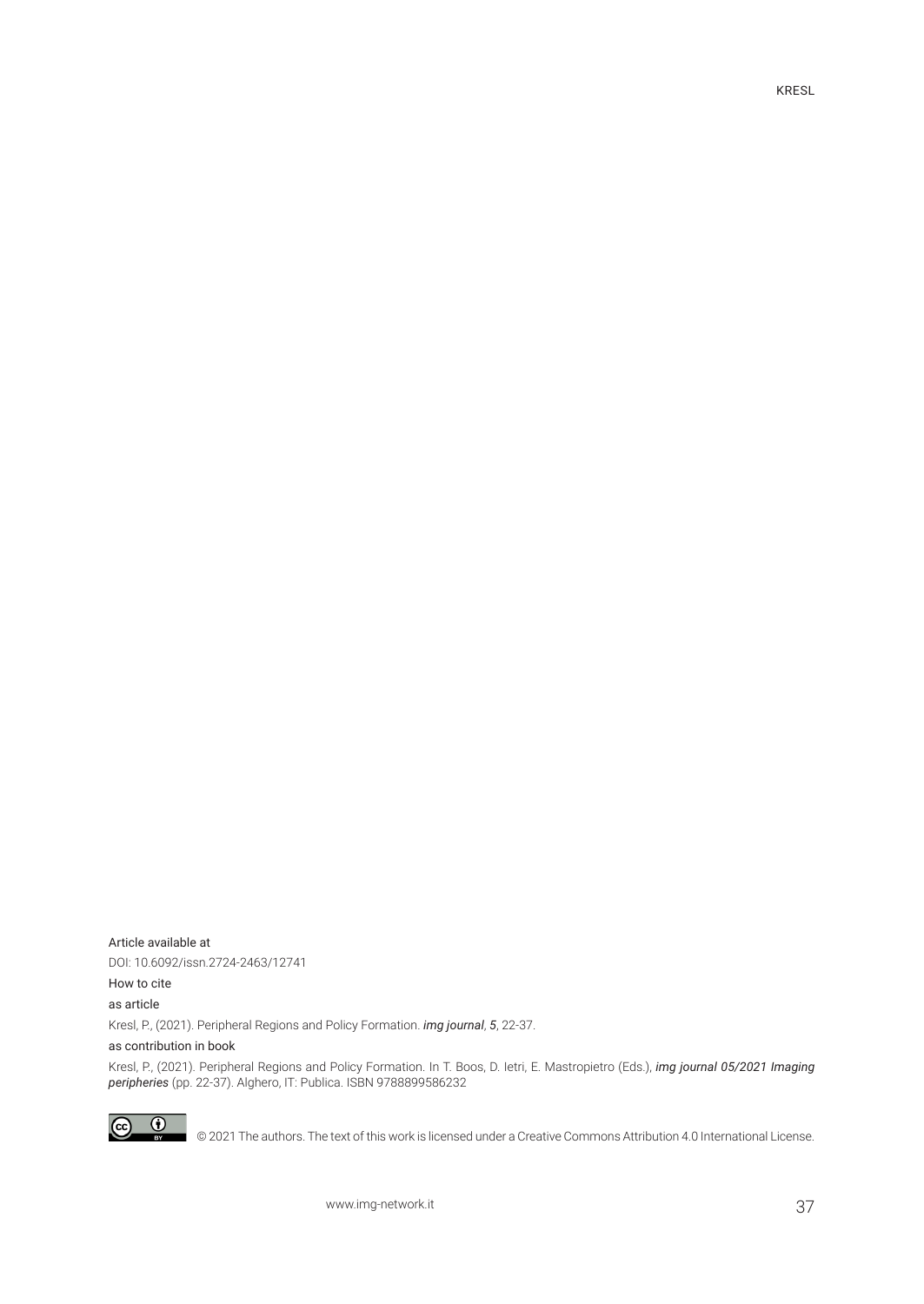Article available at

DOI: 10.6092/issn.2724-2463/12741

How to cite

as article

Kresl, P., (2021). Peripheral Regions and Policy Formation. *img journal*, *5*, 22-37.

as contribution in book

Kresl, P., (2021). Peripheral Regions and Policy Formation. In T. Boos, D. Ietri, E. Mastropietro (Eds.), *img journal 05/2021 Imaging peripheries* (pp. 22-37). Alghero, IT: Publica. ISBN 9788899586232

© 2021 The authors. The text of this work is licensed under a Creative Commons Attribution 4.0 International License.